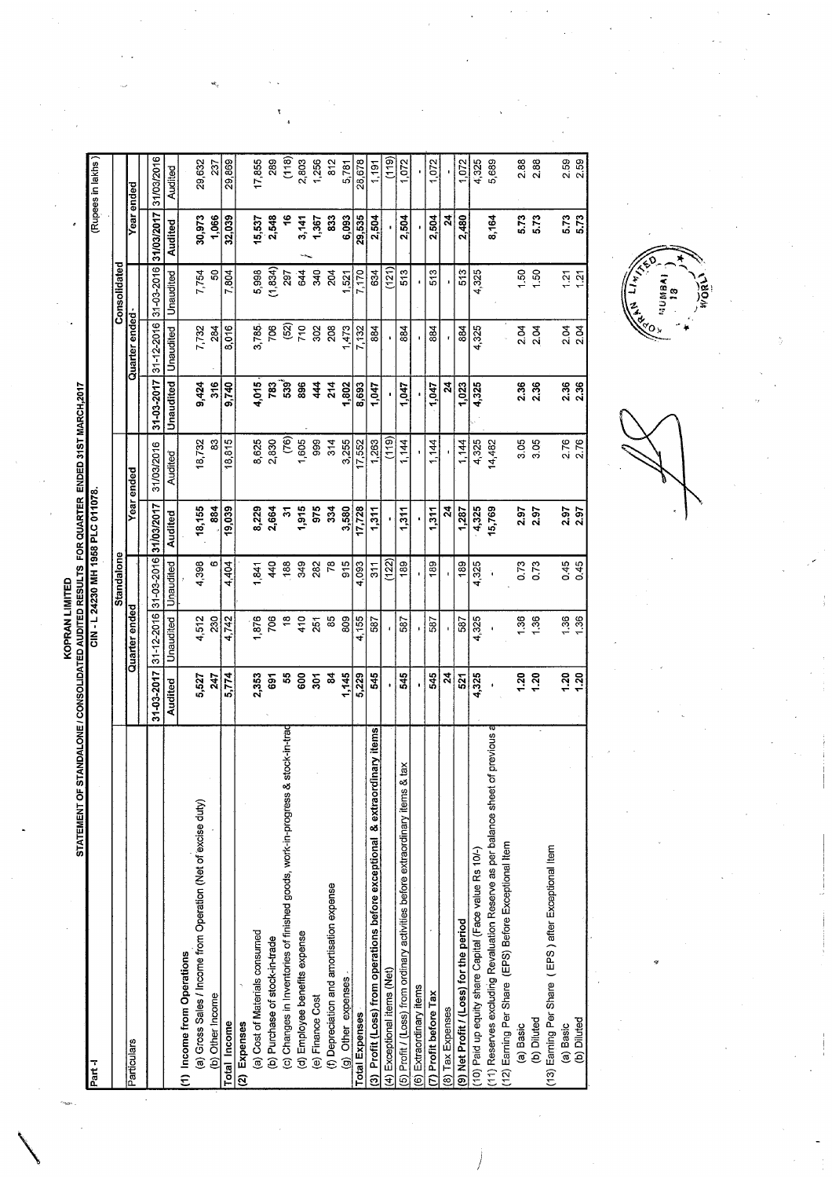# KOPRAN LIMITED

## STATEMENT OF STANDALONE / CONSOLIDATED AUDITED RESULTS FOR QUARTER ENDED 31ST MARCH,2017

CIN - L 24230 MH 1958 PLC 011078.

Part-I (Rupees in lakhs)

| Particulars | Standalone | | | | | Consolidated | | | | |
|---|---|---|---|---|---|---|---|---|---|---|
| | Quarter ended | | | Year ended | | Quarter ended | | | Year ended | |
| | 31-03-2017 | 31-12-2016 | 31-03-2016 | 31/03/2017 | 31/03/2016 | 31-03-2017 | 31-12-2016 | 31-03-2016 | 31/03/2017 | 31/03/2016 |
| | Audited | Unaudited | Unaudited | Audited | Audited | Unaudited | Unaudited | Unaudited | Audited | Audited |
| **(1) Income from Operations** | | | | | | | | | | |
| (a) Gross Sales / Income from Operation (Net of excise duty) | 5,527 | 4,512 | 4,398 | 18,155 | 18,732 | 9,424 | 7,732 | 7,754 | 30,973 | 29,632 |
| (b) Other Income | 247 | 230 | 6 | 884 | 83 | 316 | 284 | 50 | 1,066 | 237 |
| **Total Income** | 5,774 | 4,742 | 4,404 | 19,039 | 18,815 | 9,740 | 8,016 | 7,804 | 32,039 | 29,869 |
| **(2) Expenses** | | | | | | | | | | |
| (a) Cost of Materials consumed | 2,353 | 1,876 | 1,841 | 8,229 | 8,625 | 4,015 | 3,785 | 5,998 | 15,537 | 17,855 |
| (b) Purchase of stock-in-trade | 691 | 706 | 440 | 2,664 | 2,830 | 783 | 706 | (1,834) | 2,548 | 289 |
| (c) Changes in inventories of finished goods, work-in-progress & stock-in-trad | 55 | 18 | 188 | 31 | (76) | 539 | (52) | 297 | 16 | (118) |
| (d) Employee benefits expense | 600 | 410 | 349 | 1,915 | 1,605 | 896 | 710 | 644 | 3,141 | 2,803 |
| (e) Finance Cost | 301 | 251 | 282 | 975 | 999 | 444 | 302 | 340 | 1,367 | 1,256 |
| (f) Depreciation and amortisation expense | 84 | 85 | 78 | 334 | 314 | 214 | 208 | 204 | 833 | 812 |
| (g) Other expenses | 1,145 | 809 | 915 | 3,580 | 3,255 | 1,802 | 1,473 | 1,521 | 6,093 | 5,781 |
| **Total Expenses** | 5,229 | 4,155 | 4,093 | 17,728 | 17,552 | 8,693 | 7,132 | 7,170 | 29,535 | 28,678 |
| **(3) Profit (Loss) from operations before exceptional & extraordinary items** | 545 | 587 | 311 | 1,311 | 1,263 | 1,047 | 884 | 634 | 2,504 | 1,191 |
| (4) Exceptional items (Net) | - | - | (122) | - | (119) | - | - | (121) | - | (119) |
| (5) Profit / (Loss) from ordinary activities before extraordinary items & tax | 545 | 587 | 189 | 1,311 | 1,144 | 1,047 | 884 | 513 | 2,504 | 1,072 |
| (6) Extraordinary items | - | - | - | - | - | - | - | - | - | - |
| **(7) Profit before Tax** | 545 | 587 | 189 | 1,311 | 1,144 | 1,047 | 884 | 513 | 2,504 | 1,072 |
| (8) Tax Expenses | 24 | - | - | 24 | - | 24 | - | - | 24 | - |
| **(9) Net Profit / (Loss) for the period** | 521 | 587 | 189 | 1,287 | 1,144 | 1,023 | 884 | 513 | 2,480 | 1,072 |
| (10) Paid up equity share Capital (Face value Rs 10/-) | 4,325 | 4,325 | 4,325 | 4,325 | 4,325 | 4,325 | 4,325 | 4,325 | | 4,325 |
| (11) Reserves excluding Revaluation Reserve as per balance sheet of previous a | - | - | - | 15,769 | 14,482 | | | | 8,164 | 5,689 |
| (12) Earning Per Share (EPS) Before Exceptional Item | | | | | | | | | | |
| (a) Basic | 1.20 | 1.36 | 0.73 | 2.97 | 3.05 | 2.36 | 2.04 | 1.50 | 5.73 | 2.88 |
| (b) Diluted | 1.20 | 1.36 | 0.73 | 2.97 | 3.05 | 2.36 | 2.04 | 1.50 | 5.73 | 2.88 |
| (13) Earning Per Share ( EPS ) after Exceptional Item | | | | | | | | | | |
| (a) Basic | 1.20 | 1.36 | 0.45 | 2.97 | 2.76 | 2.36 | 2.04 | 1.21 | 5.73 | 2.59 |
| (b) Diluted | 1.20 | 1.36 | 0.45 | 2.97 | 2.76 | 2.36 | 2.04 | 1.21 | 5.73 | 2.59 |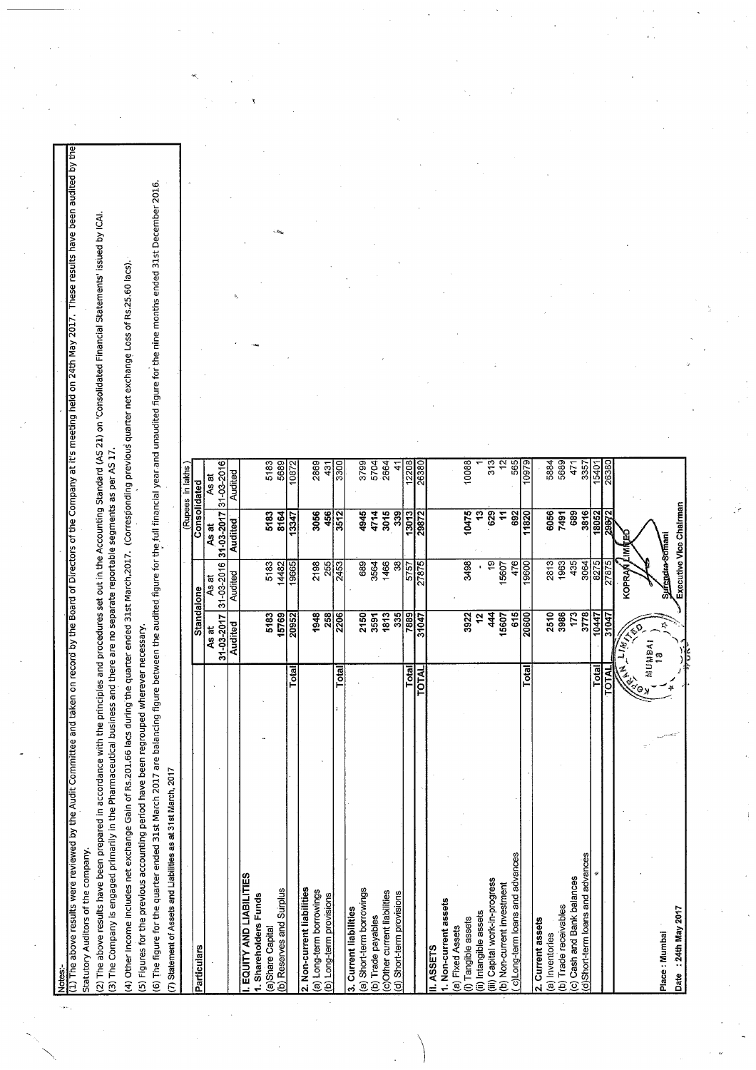Notes:-

(1) The above results were reviewed by the Audit Committee and taken on record by the Board of Directors of the Company at it's meeting held on 24th May 2017. These results have been audited by the Statutory Auditors of the company.

(2) The above results have been prepared in accordance with the principles and procedures set out in the Accounting Standard (AS 21) on 'Consolidated Financial Statements' issued by ICAI.

(3) The Company is engaged primarily in the Pharmaceutical business and there are no separate reportable segments as per AS 17.

(4) Other Income includes net exchange Gain of Rs.201.66 lacs during the quarter ended 31st March,2017. (Corresponding previous quarter net exchange Loss of Rs.25.60 lacs).

(5) Figures for the previous accounting period have been regrouped wherever necessary.

(6) The figure for the quarter ended 31st March 2017 are balancing figure between the audited figure for the full financial year and unaudited figure for the nine months ended 31st December 2016.

(7) Statement of Assets and Liabilities as at 31st March, 2017

(Rupees in lakhs)

| Particulars | Standalone | | Consolidated | |
|---|---|---|---|---|
| | As at 31-03-2017 | As at 31-03-2016 | As at 31-03-2017 | As at 31-03-2016 |
| | Audited | Audited | Audited | Audited |
| **I. EQUITY AND LIABILITIES** | | | | |
| **1. Shareholders Funds** | | | | |
| (a)Share Capital | 5183 | 5183 | 5183 | 5183 |
| (b) Reserves and Surplus | 15769 | 14482 | 8164 | 5689 |
| Total | 20952 | 19665 | 13347 | 10872 |
| **2. Non-current liabilities** | | | | |
| (a) Long-term borrowings | 1948 | 2198 | 3056 | 2869 |
| (b) Long-term provisions | 258 | 255 | 456 | 431 |
| Total | 2206 | 2453 | 3512 | 3300 |
| **3. Current liabilities** | | | | |
| (a) Short-term borrowings | 2150 | 689 | 4945 | 3799 |
| (b) Trade payables | 3591 | 3564 | 4714 | 5704 |
| (c)Other current liabilities | 1813 | 1466 | 3015 | 2664 |
| (d) Short-term provisions | 335 | 38 | 339 | 41 |
| Total | 7889 | 5757 | 13013 | 12208 |
| TOTAL | 31047 | 27875 | 29872 | 26380 |
| **II. ASSETS** | | | | |
| **1. Non-current assets** | | | | |
| (a) Fixed Assets | | | | |
| (i) Tangible assets | 3922 | 3498 | 10475 | 10088 |
| (ii) Intangible assets | 12 | - | 13 | 1 |
| (iii) Capital work-in-progress | 444 | 19 | 629 | 313 |
| (b) Non-current investment | 15607 | 15607 | 11 | 12 |
| (c)Long-term loans and advances | 615 | 476 | 692 | 565 |
| Total | 20600 | 19600 | 11820 | 10979 |
| **2. Current assets** | | | | |
| (a) Inventories | 2510 | 2813 | 6056 | 5884 |
| (b) Trade receivables | 3986 | 1963 | 7491 | 5689 |
| (c) Cash and Bank balances | 173 | 435 | 689 | 471 |
| (d)Short-term loans and advances | 3778 | 3064 | 3816 | 3357 |
| Total | 10447 | 8275 | 18052 | 15401 |
| TOTAL | 31047 | 27875 | 29872 | 26380 |

Place : Mumbai

Date : 24th May 2017

KOPRAN LIMITED

Surendra Somani

Executive Vice Chairman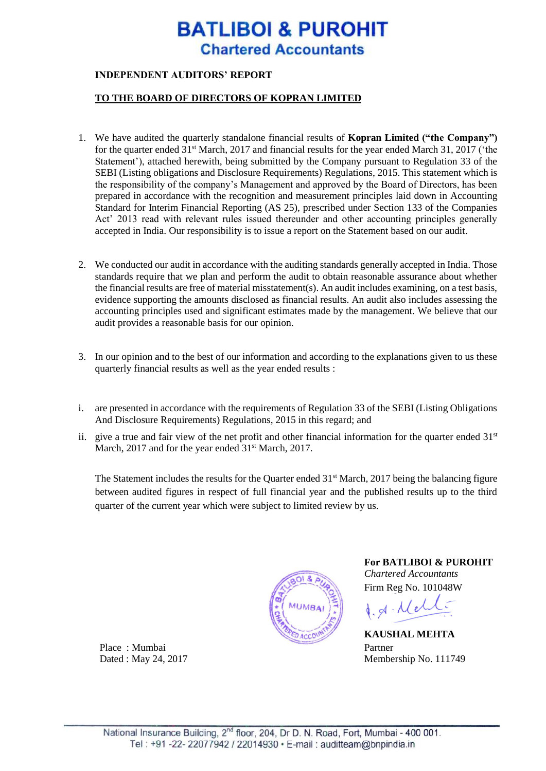# BATLIBOI & PUROHIT
## Chartered Accountants

**INDEPENDENT AUDITORS' REPORT**

**TO THE BOARD OF DIRECTORS OF KOPRAN LIMITED**

1. We have audited the quarterly standalone financial results of **Kopran Limited ("the Company")** for the quarter ended 31st March, 2017 and financial results for the year ended March 31, 2017 ('the Statement'), attached herewith, being submitted by the Company pursuant to Regulation 33 of the SEBI (Listing obligations and Disclosure Requirements) Regulations, 2015. This statement which is the responsibility of the company's Management and approved by the Board of Directors, has been prepared in accordance with the recognition and measurement principles laid down in Accounting Standard for Interim Financial Reporting (AS 25), prescribed under Section 133 of the Companies Act' 2013 read with relevant rules issued thereunder and other accounting principles generally accepted in India. Our responsibility is to issue a report on the Statement based on our audit.

2. We conducted our audit in accordance with the auditing standards generally accepted in India. Those standards require that we plan and perform the audit to obtain reasonable assurance about whether the financial results are free of material misstatement(s). An audit includes examining, on a test basis, evidence supporting the amounts disclosed as financial results. An audit also includes assessing the accounting principles used and significant estimates made by the management. We believe that our audit provides a reasonable basis for our opinion.

3. In our opinion and to the best of our information and according to the explanations given to us these quarterly financial results as well as the year ended results :

i. are presented in accordance with the requirements of Regulation 33 of the SEBI (Listing Obligations And Disclosure Requirements) Regulations, 2015 in this regard; and

ii. give a true and fair view of the net profit and other financial information for the quarter ended 31st March, 2017 and for the year ended 31st March, 2017.

The Statement includes the results for the Quarter ended 31st March, 2017 being the balancing figure between audited figures in respect of full financial year and the published results up to the third quarter of the current year which were subject to limited review by us.

**For BATLIBOI & PUROHIT**
*Chartered Accountants*
Firm Reg No. 101048W

**KAUSHAL MEHTA**
Partner
Membership No. 111749

Place : Mumbai
Dated : May 24, 2017

National Insurance Building, 2nd floor, 204, Dr D. N. Road, Fort, Mumbai - 400 001.
Tel : +91 -22- 22077942 / 22014930 • E-mail : auditteam@bnpindia.in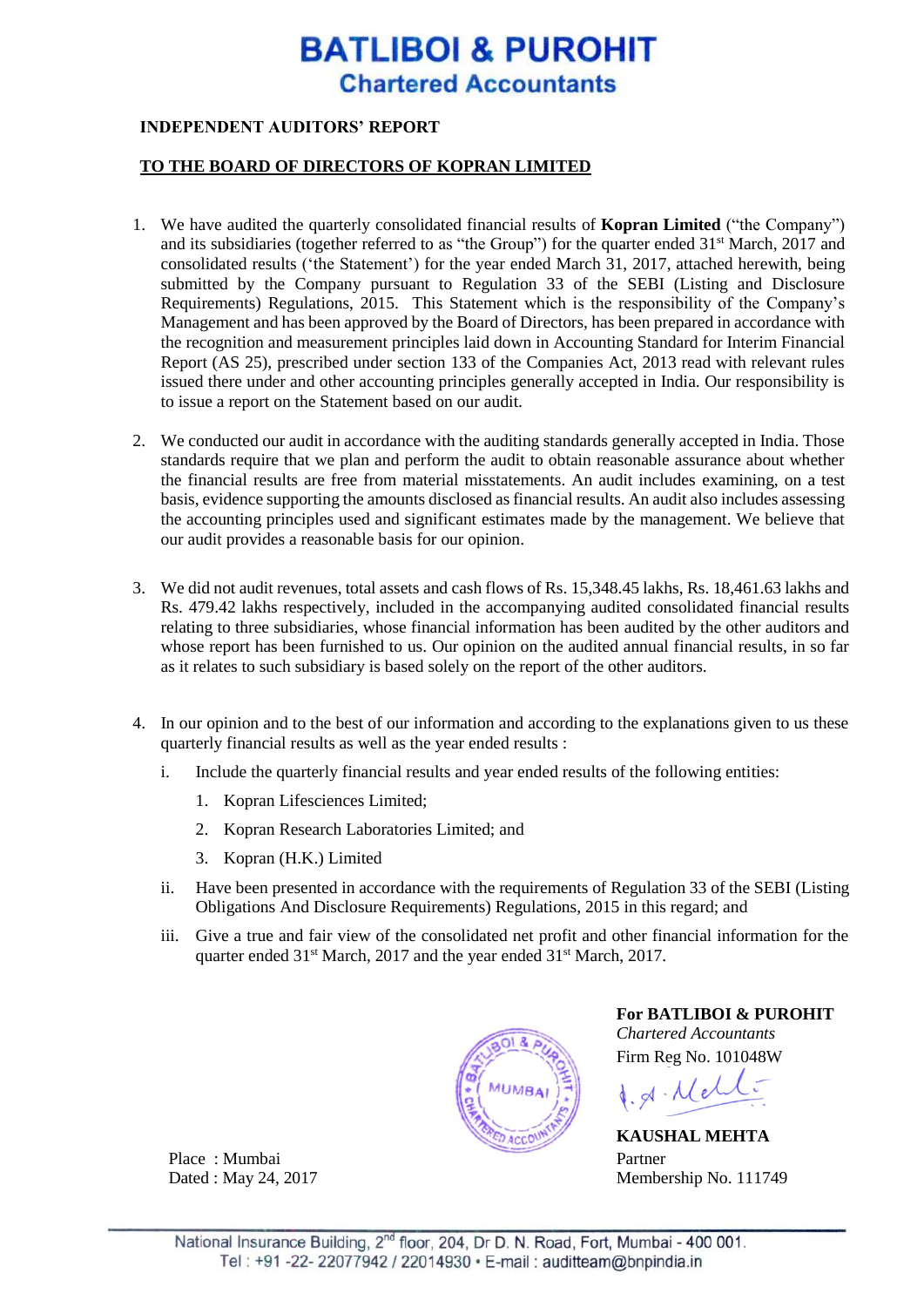# BATLIBOI & PUROHIT
## Chartered Accountants

**INDEPENDENT AUDITORS' REPORT**

**TO THE BOARD OF DIRECTORS OF KOPRAN LIMITED**

1. We have audited the quarterly consolidated financial results of **Kopran Limited** ("the Company") and its subsidiaries (together referred to as "the Group") for the quarter ended 31st March, 2017 and consolidated results ('the Statement') for the year ended March 31, 2017, attached herewith, being submitted by the Company pursuant to Regulation 33 of the SEBI (Listing and Disclosure Requirements) Regulations, 2015. This Statement which is the responsibility of the Company's Management and has been approved by the Board of Directors, has been prepared in accordance with the recognition and measurement principles laid down in Accounting Standard for Interim Financial Report (AS 25), prescribed under section 133 of the Companies Act, 2013 read with relevant rules issued there under and other accounting principles generally accepted in India. Our responsibility is to issue a report on the Statement based on our audit.

2. We conducted our audit in accordance with the auditing standards generally accepted in India. Those standards require that we plan and perform the audit to obtain reasonable assurance about whether the financial results are free from material misstatements. An audit includes examining, on a test basis, evidence supporting the amounts disclosed as financial results. An audit also includes assessing the accounting principles used and significant estimates made by the management. We believe that our audit provides a reasonable basis for our opinion.

3. We did not audit revenues, total assets and cash flows of Rs. 15,348.45 lakhs, Rs. 18,461.63 lakhs and Rs. 479.42 lakhs respectively, included in the accompanying audited consolidated financial results relating to three subsidiaries, whose financial information has been audited by the other auditors and whose report has been furnished to us. Our opinion on the audited annual financial results, in so far as it relates to such subsidiary is based solely on the report of the other auditors.

4. In our opinion and to the best of our information and according to the explanations given to us these quarterly financial results as well as the year ended results :

   i. Include the quarterly financial results and year ended results of the following entities:

      1. Kopran Lifesciences Limited;
      2. Kopran Research Laboratories Limited; and
      3. Kopran (H.K.) Limited

   ii. Have been presented in accordance with the requirements of Regulation 33 of the SEBI (Listing Obligations And Disclosure Requirements) Regulations, 2015 in this regard; and

   iii. Give a true and fair view of the consolidated net profit and other financial information for the quarter ended 31st March, 2017 and the year ended 31st March, 2017.

**For BATLIBOI & PUROHIT**
*Chartered Accountants*
Firm Reg No. 101048W

**KAUSHAL MEHTA**
Partner
Membership No. 111749

Place : Mumbai
Dated : May 24, 2017

National Insurance Building, 2nd floor, 204, Dr D. N. Road, Fort, Mumbai - 400 001.
Tel : +91 -22- 22077942 / 22014930 • E-mail : auditteam@bnpindia.in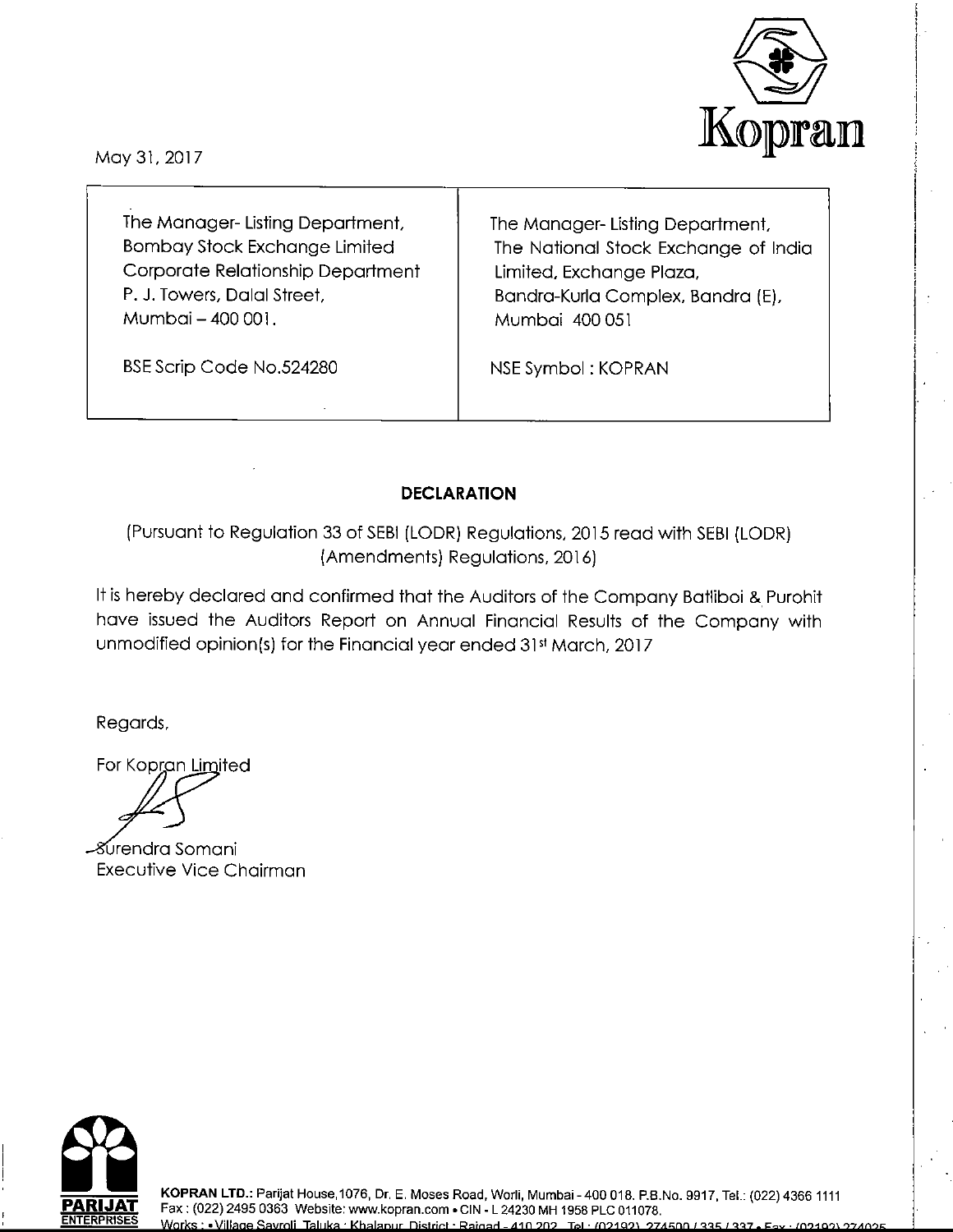Kopran

May 31, 2017

| | |
|---|---|
| The Manager- Listing Department,<br>Bombay Stock Exchange Limited<br>Corporate Relationship Department<br>P. J. Towers, Dalal Street,<br>Mumbai – 400 001.<br><br>BSE Scrip Code No.524280 | The Manager- Listing Department,<br>The National Stock Exchange of India Limited, Exchange Plaza,<br>Bandra-Kurla Complex, Bandra (E),<br>Mumbai 400 051<br><br>NSE Symbol : KOPRAN |

## DECLARATION

(Pursuant to Regulation 33 of SEBI (LODR) Regulations, 2015 read with SEBI (LODR) (Amendments) Regulations, 2016)

It is hereby declared and confirmed that the Auditors of the Company Batliboi & Purohit have issued the Auditors Report on Annual Financial Results of the Company with unmodified opinion(s) for the Financial year ended 31st March, 2017

Regards,

For Kopran Limited

Surendra Somani
Executive Vice Chairman

PARIJAT ENTERPRISES

**KOPRAN LTD.:** Parijat House,1076, Dr. E. Moses Road, Worli, Mumbai - 400 018. P.B.No. 9917, Tel.: (022) 4366 1111
Fax : (022) 2495 0363 Website: www.kopran.com • CIN - L 24230 MH 1958 PLC 011078.
Works : • Village Savroli, Taluka : Khalapur, District : Raigad - 410 202. Tel.: (02192) 274500 / 335 / 337 • Fax : (02192) 274025